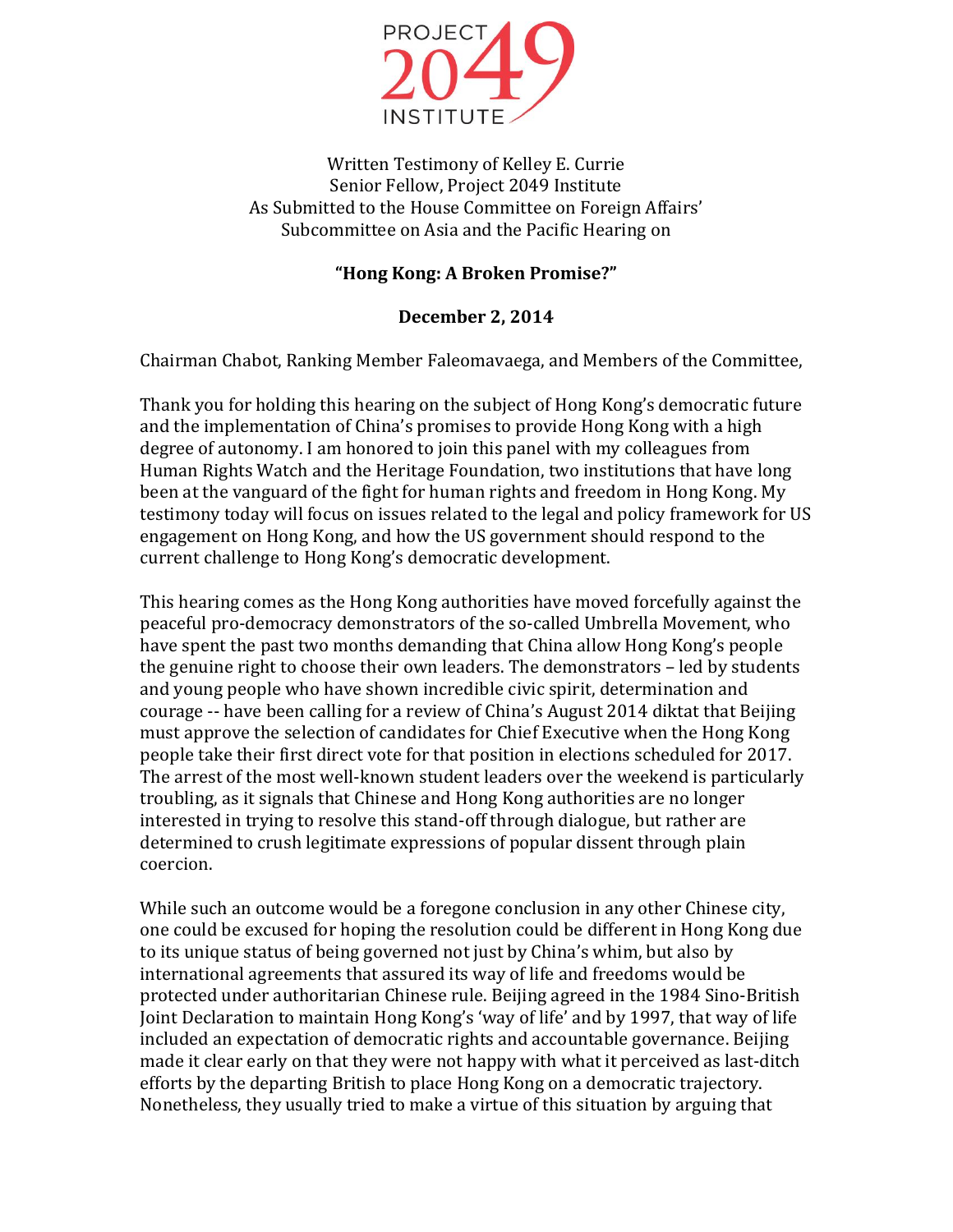PROJECT 2049 INSTITUTE

Written Testimony of Kelley E. Currie
Senior Fellow, Project 2049 Institute
As Submitted to the House Committee on Foreign Affairs'
Subcommittee on Asia and the Pacific Hearing on

**"Hong Kong: A Broken Promise?"**

**December 2, 2014**

Chairman Chabot, Ranking Member Faleomavaega, and Members of the Committee,

Thank you for holding this hearing on the subject of Hong Kong's democratic future and the implementation of China's promises to provide Hong Kong with a high degree of autonomy. I am honored to join this panel with my colleagues from Human Rights Watch and the Heritage Foundation, two institutions that have long been at the vanguard of the fight for human rights and freedom in Hong Kong. My testimony today will focus on issues related to the legal and policy framework for US engagement on Hong Kong, and how the US government should respond to the current challenge to Hong Kong's democratic development.

This hearing comes as the Hong Kong authorities have moved forcefully against the peaceful pro-democracy demonstrators of the so-called Umbrella Movement, who have spent the past two months demanding that China allow Hong Kong's people the genuine right to choose their own leaders. The demonstrators – led by students and young people who have shown incredible civic spirit, determination and courage -- have been calling for a review of China's August 2014 diktat that Beijing must approve the selection of candidates for Chief Executive when the Hong Kong people take their first direct vote for that position in elections scheduled for 2017. The arrest of the most well-known student leaders over the weekend is particularly troubling, as it signals that Chinese and Hong Kong authorities are no longer interested in trying to resolve this stand-off through dialogue, but rather are determined to crush legitimate expressions of popular dissent through plain coercion.

While such an outcome would be a foregone conclusion in any other Chinese city, one could be excused for hoping the resolution could be different in Hong Kong due to its unique status of being governed not just by China's whim, but also by international agreements that assured its way of life and freedoms would be protected under authoritarian Chinese rule. Beijing agreed in the 1984 Sino-British Joint Declaration to maintain Hong Kong's 'way of life' and by 1997, that way of life included an expectation of democratic rights and accountable governance. Beijing made it clear early on that they were not happy with what it perceived as last-ditch efforts by the departing British to place Hong Kong on a democratic trajectory. Nonetheless, they usually tried to make a virtue of this situation by arguing that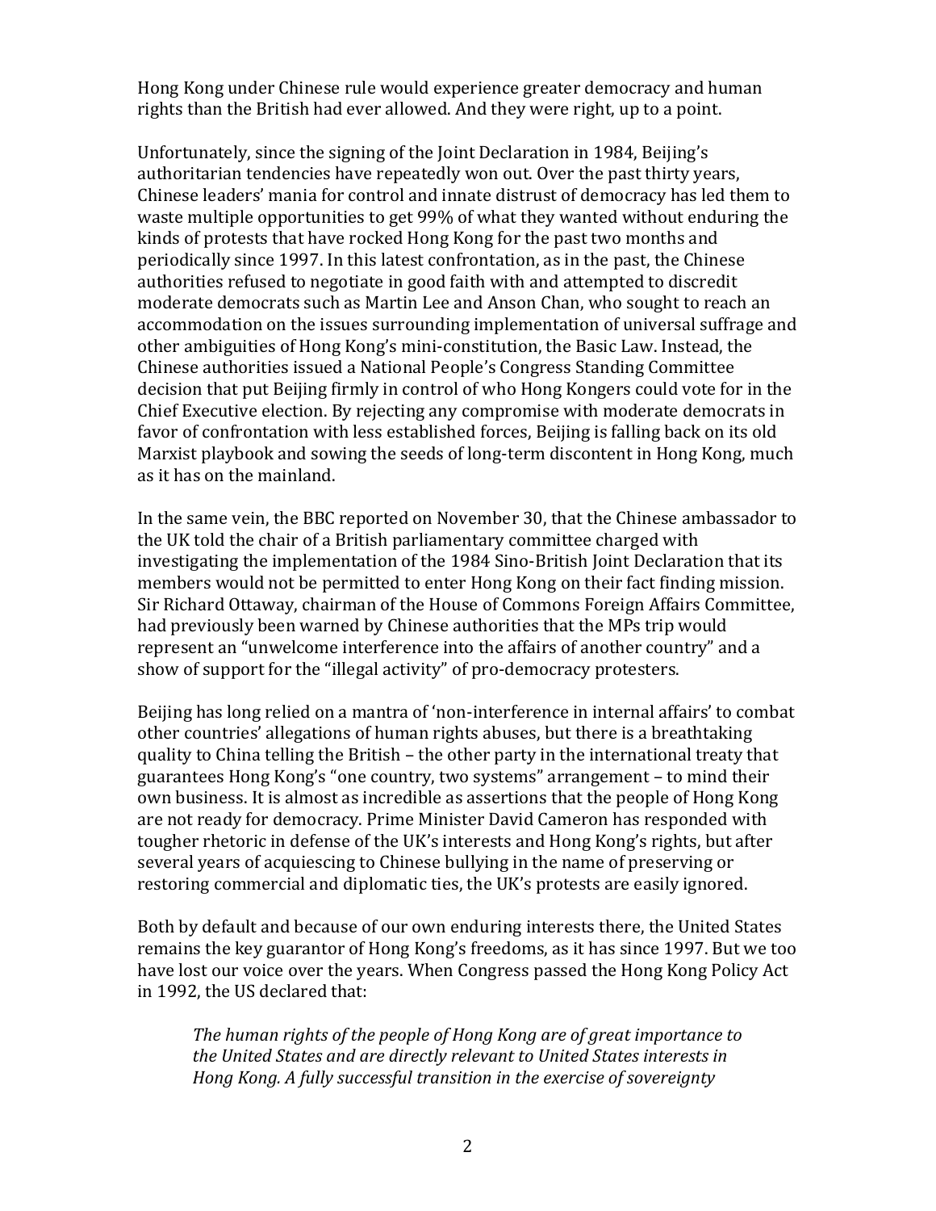Hong Kong under Chinese rule would experience greater democracy and human rights than the British had ever allowed. And they were right, up to a point.

Unfortunately, since the signing of the Joint Declaration in 1984, Beijing's authoritarian tendencies have repeatedly won out. Over the past thirty years, Chinese leaders' mania for control and innate distrust of democracy has led them to waste multiple opportunities to get 99% of what they wanted without enduring the kinds of protests that have rocked Hong Kong for the past two months and periodically since 1997. In this latest confrontation, as in the past, the Chinese authorities refused to negotiate in good faith with and attempted to discredit moderate democrats such as Martin Lee and Anson Chan, who sought to reach an accommodation on the issues surrounding implementation of universal suffrage and other ambiguities of Hong Kong's mini-constitution, the Basic Law. Instead, the Chinese authorities issued a National People's Congress Standing Committee decision that put Beijing firmly in control of who Hong Kongers could vote for in the Chief Executive election. By rejecting any compromise with moderate democrats in favor of confrontation with less established forces, Beijing is falling back on its old Marxist playbook and sowing the seeds of long-term discontent in Hong Kong, much as it has on the mainland.

In the same vein, the BBC reported on November 30, that the Chinese ambassador to the UK told the chair of a British parliamentary committee charged with investigating the implementation of the 1984 Sino-British Joint Declaration that its members would not be permitted to enter Hong Kong on their fact finding mission. Sir Richard Ottaway, chairman of the House of Commons Foreign Affairs Committee, had previously been warned by Chinese authorities that the MPs trip would represent an "unwelcome interference into the affairs of another country" and a show of support for the "illegal activity" of pro-democracy protesters.

Beijing has long relied on a mantra of 'non-interference in internal affairs' to combat other countries' allegations of human rights abuses, but there is a breathtaking quality to China telling the British – the other party in the international treaty that guarantees Hong Kong's "one country, two systems" arrangement – to mind their own business. It is almost as incredible as assertions that the people of Hong Kong are not ready for democracy. Prime Minister David Cameron has responded with tougher rhetoric in defense of the UK's interests and Hong Kong's rights, but after several years of acquiescing to Chinese bullying in the name of preserving or restoring commercial and diplomatic ties, the UK's protests are easily ignored.

Both by default and because of our own enduring interests there, the United States remains the key guarantor of Hong Kong's freedoms, as it has since 1997. But we too have lost our voice over the years. When Congress passed the Hong Kong Policy Act in 1992, the US declared that:

> *The human rights of the people of Hong Kong are of great importance to the United States and are directly relevant to United States interests in Hong Kong. A fully successful transition in the exercise of sovereignty*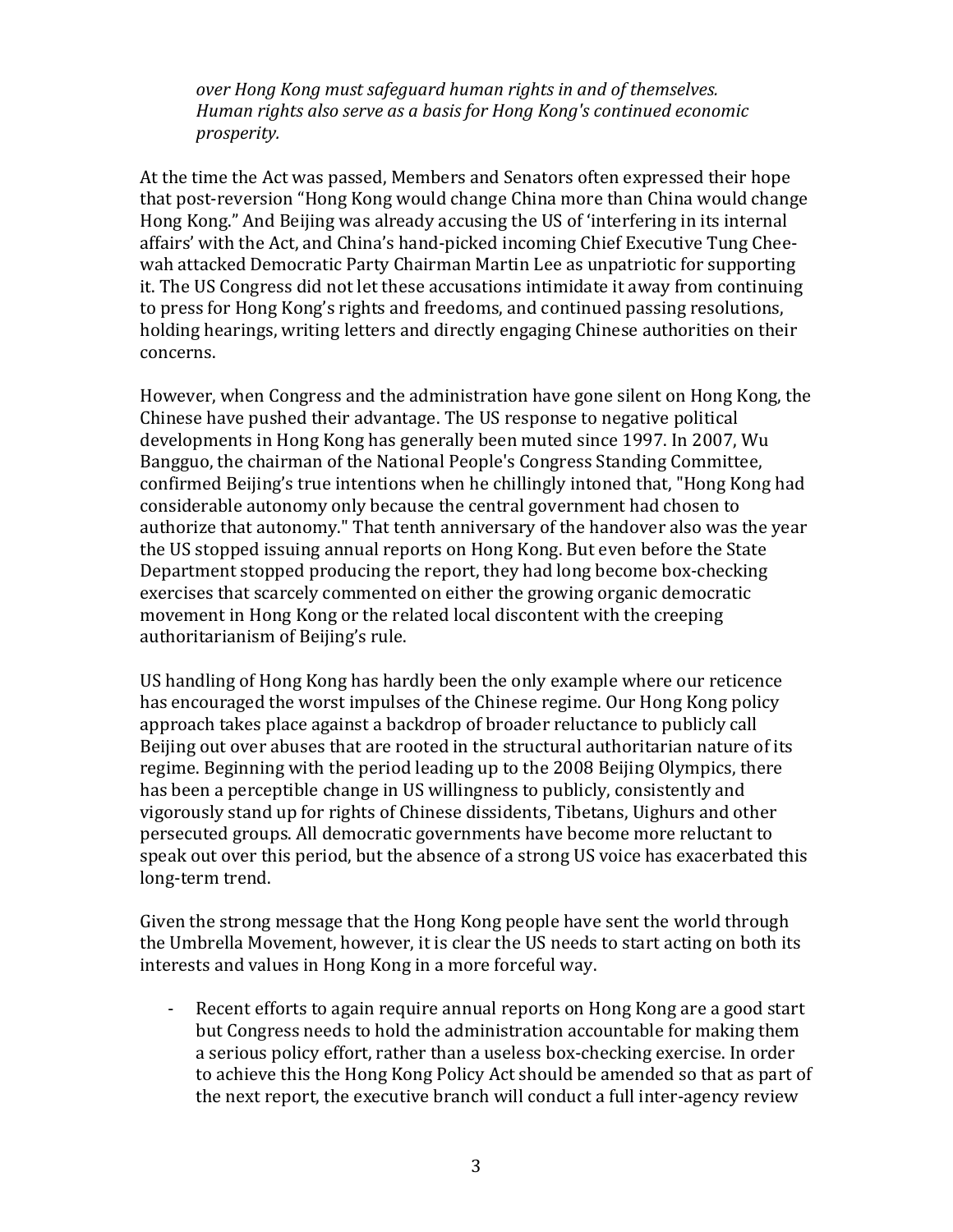*over Hong Kong must safeguard human rights in and of themselves. Human rights also serve as a basis for Hong Kong's continued economic prosperity.*

At the time the Act was passed, Members and Senators often expressed their hope that post-reversion "Hong Kong would change China more than China would change Hong Kong." And Beijing was already accusing the US of 'interfering in its internal affairs' with the Act, and China's hand-picked incoming Chief Executive Tung Chee-wah attacked Democratic Party Chairman Martin Lee as unpatriotic for supporting it. The US Congress did not let these accusations intimidate it away from continuing to press for Hong Kong's rights and freedoms, and continued passing resolutions, holding hearings, writing letters and directly engaging Chinese authorities on their concerns.

However, when Congress and the administration have gone silent on Hong Kong, the Chinese have pushed their advantage. The US response to negative political developments in Hong Kong has generally been muted since 1997. In 2007, Wu Bangguo, the chairman of the National People's Congress Standing Committee, confirmed Beijing's true intentions when he chillingly intoned that, "Hong Kong had considerable autonomy only because the central government had chosen to authorize that autonomy." That tenth anniversary of the handover also was the year the US stopped issuing annual reports on Hong Kong. But even before the State Department stopped producing the report, they had long become box-checking exercises that scarcely commented on either the growing organic democratic movement in Hong Kong or the related local discontent with the creeping authoritarianism of Beijing's rule.

US handling of Hong Kong has hardly been the only example where our reticence has encouraged the worst impulses of the Chinese regime. Our Hong Kong policy approach takes place against a backdrop of broader reluctance to publicly call Beijing out over abuses that are rooted in the structural authoritarian nature of its regime. Beginning with the period leading up to the 2008 Beijing Olympics, there has been a perceptible change in US willingness to publicly, consistently and vigorously stand up for rights of Chinese dissidents, Tibetans, Uighurs and other persecuted groups. All democratic governments have become more reluctant to speak out over this period, but the absence of a strong US voice has exacerbated this long-term trend.

Given the strong message that the Hong Kong people have sent the world through the Umbrella Movement, however, it is clear the US needs to start acting on both its interests and values in Hong Kong in a more forceful way.

- Recent efforts to again require annual reports on Hong Kong are a good start but Congress needs to hold the administration accountable for making them a serious policy effort, rather than a useless box-checking exercise. In order to achieve this the Hong Kong Policy Act should be amended so that as part of the next report, the executive branch will conduct a full inter-agency review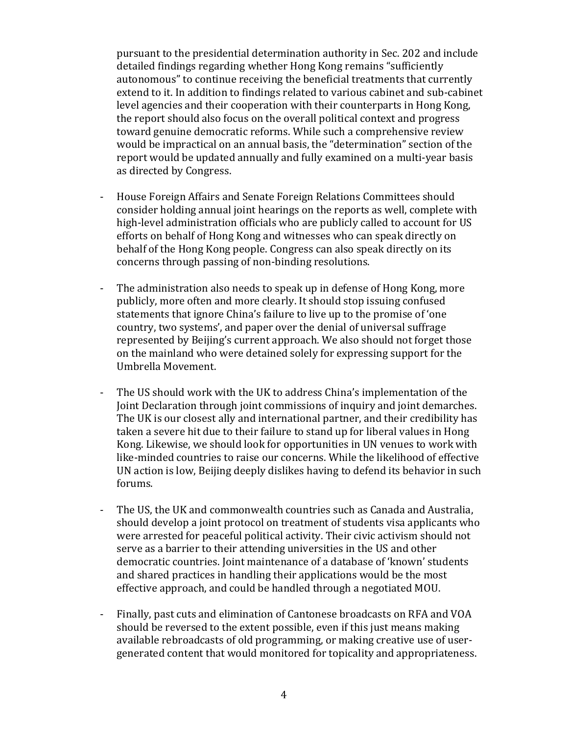pursuant to the presidential determination authority in Sec. 202 and include detailed findings regarding whether Hong Kong remains "sufficiently autonomous" to continue receiving the beneficial treatments that currently extend to it. In addition to findings related to various cabinet and sub-cabinet level agencies and their cooperation with their counterparts in Hong Kong, the report should also focus on the overall political context and progress toward genuine democratic reforms. While such a comprehensive review would be impractical on an annual basis, the "determination" section of the report would be updated annually and fully examined on a multi-year basis as directed by Congress.

- House Foreign Affairs and Senate Foreign Relations Committees should consider holding annual joint hearings on the reports as well, complete with high-level administration officials who are publicly called to account for US efforts on behalf of Hong Kong and witnesses who can speak directly on behalf of the Hong Kong people. Congress can also speak directly on its concerns through passing of non-binding resolutions.

- The administration also needs to speak up in defense of Hong Kong, more publicly, more often and more clearly. It should stop issuing confused statements that ignore China's failure to live up to the promise of 'one country, two systems', and paper over the denial of universal suffrage represented by Beijing's current approach. We also should not forget those on the mainland who were detained solely for expressing support for the Umbrella Movement.

- The US should work with the UK to address China's implementation of the Joint Declaration through joint commissions of inquiry and joint demarches. The UK is our closest ally and international partner, and their credibility has taken a severe hit due to their failure to stand up for liberal values in Hong Kong. Likewise, we should look for opportunities in UN venues to work with like-minded countries to raise our concerns. While the likelihood of effective UN action is low, Beijing deeply dislikes having to defend its behavior in such forums.

- The US, the UK and commonwealth countries such as Canada and Australia, should develop a joint protocol on treatment of students visa applicants who were arrested for peaceful political activity. Their civic activism should not serve as a barrier to their attending universities in the US and other democratic countries. Joint maintenance of a database of 'known' students and shared practices in handling their applications would be the most effective approach, and could be handled through a negotiated MOU.

- Finally, past cuts and elimination of Cantonese broadcasts on RFA and VOA should be reversed to the extent possible, even if this just means making available rebroadcasts of old programming, or making creative use of user-generated content that would monitored for topicality and appropriateness.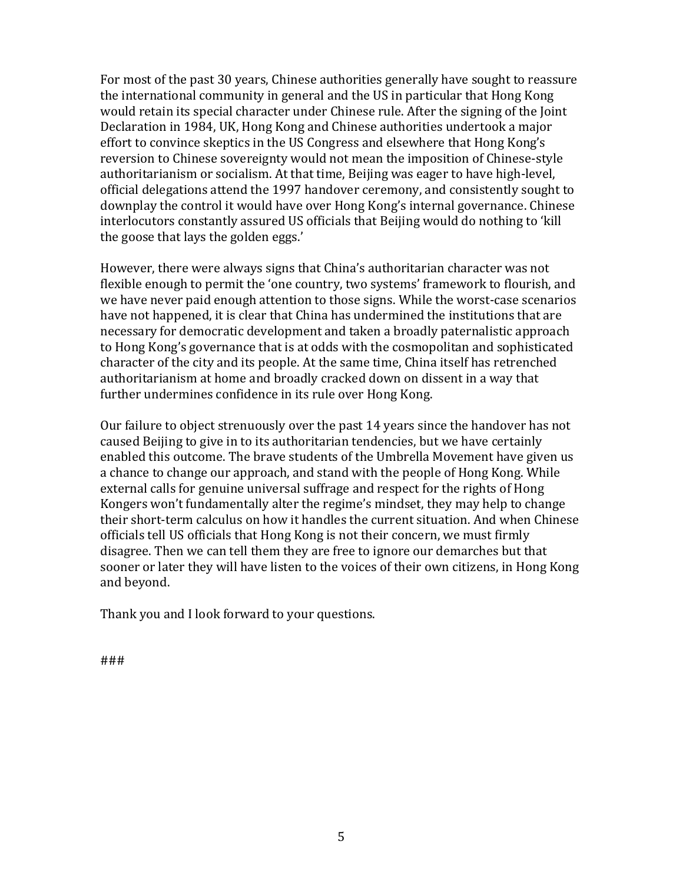For most of the past 30 years, Chinese authorities generally have sought to reassure the international community in general and the US in particular that Hong Kong would retain its special character under Chinese rule. After the signing of the Joint Declaration in 1984, UK, Hong Kong and Chinese authorities undertook a major effort to convince skeptics in the US Congress and elsewhere that Hong Kong's reversion to Chinese sovereignty would not mean the imposition of Chinese-style authoritarianism or socialism. At that time, Beijing was eager to have high-level, official delegations attend the 1997 handover ceremony, and consistently sought to downplay the control it would have over Hong Kong's internal governance. Chinese interlocutors constantly assured US officials that Beijing would do nothing to 'kill the goose that lays the golden eggs.'

However, there were always signs that China's authoritarian character was not flexible enough to permit the 'one country, two systems' framework to flourish, and we have never paid enough attention to those signs. While the worst-case scenarios have not happened, it is clear that China has undermined the institutions that are necessary for democratic development and taken a broadly paternalistic approach to Hong Kong's governance that is at odds with the cosmopolitan and sophisticated character of the city and its people. At the same time, China itself has retrenched authoritarianism at home and broadly cracked down on dissent in a way that further undermines confidence in its rule over Hong Kong.

Our failure to object strenuously over the past 14 years since the handover has not caused Beijing to give in to its authoritarian tendencies, but we have certainly enabled this outcome. The brave students of the Umbrella Movement have given us a chance to change our approach, and stand with the people of Hong Kong. While external calls for genuine universal suffrage and respect for the rights of Hong Kongers won't fundamentally alter the regime's mindset, they may help to change their short-term calculus on how it handles the current situation. And when Chinese officials tell US officials that Hong Kong is not their concern, we must firmly disagree. Then we can tell them they are free to ignore our demarches but that sooner or later they will have listen to the voices of their own citizens, in Hong Kong and beyond.

Thank you and I look forward to your questions.

###